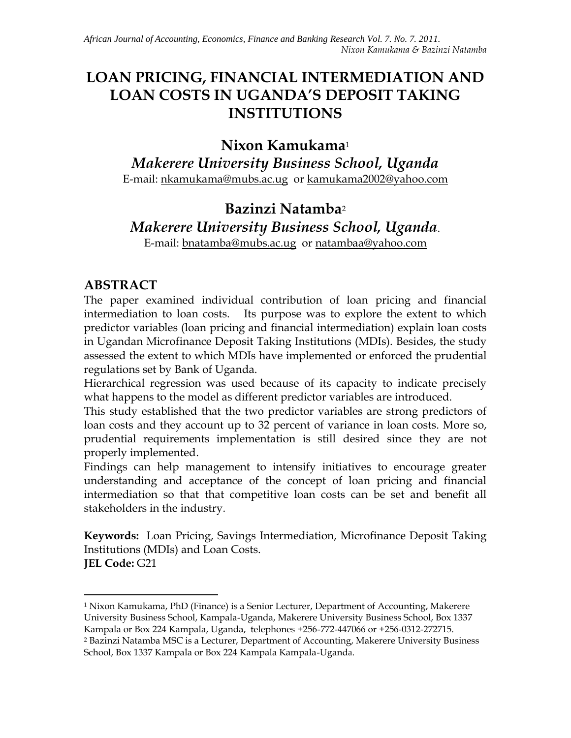# LOAN PRICING, FINANCIAL INTERMEDIATION AND LOAN COSTS IN UGANDA'S DEPOSIT TAKING INSTITUTIONS

## Nixon Kamukama[1]

*Makerere University Business School, Uganda*

E-mail: nkamukama@mubs.ac.ug or kamukama2002@yahoo.com

## Bazinzi Natamba[2]

*Makerere University Business School, Uganda*.

E-mail: bnatamba@mubs.ac.ug or natambaa@yahoo.com

## ABSTRACT

The paper examined individual contribution of loan pricing and financial intermediation to loan costs. Its purpose was to explore the extent to which predictor variables (loan pricing and financial intermediation) explain loan costs in Ugandan Microfinance Deposit Taking Institutions (MDIs). Besides, the study assessed the extent to which MDIs have implemented or enforced the prudential regulations set by Bank of Uganda.

Hierarchical regression was used because of its capacity to indicate precisely what happens to the model as different predictor variables are introduced.

This study established that the two predictor variables are strong predictors of loan costs and they account up to 32 percent of variance in loan costs. More so, prudential requirements implementation is still desired since they are not properly implemented.

Findings can help management to intensify initiatives to encourage greater understanding and acceptance of the concept of loan pricing and financial intermediation so that that competitive loan costs can be set and benefit all stakeholders in the industry.

**Keywords:** Loan Pricing, Savings Intermediation, Microfinance Deposit Taking Institutions (MDIs) and Loan Costs.
**JEL Code:** G21

---

[1] Nixon Kamukama, PhD (Finance) is a Senior Lecturer, Department of Accounting, Makerere University Business School, Kampala-Uganda, Makerere University Business School, Box 1337 Kampala or Box 224 Kampala, Uganda, telephones +256-772-447066 or +256-0312-272715.

[2] Bazinzi Natamba MSC is a Lecturer, Department of Accounting, Makerere University Business School, Box 1337 Kampala or Box 224 Kampala Kampala-Uganda.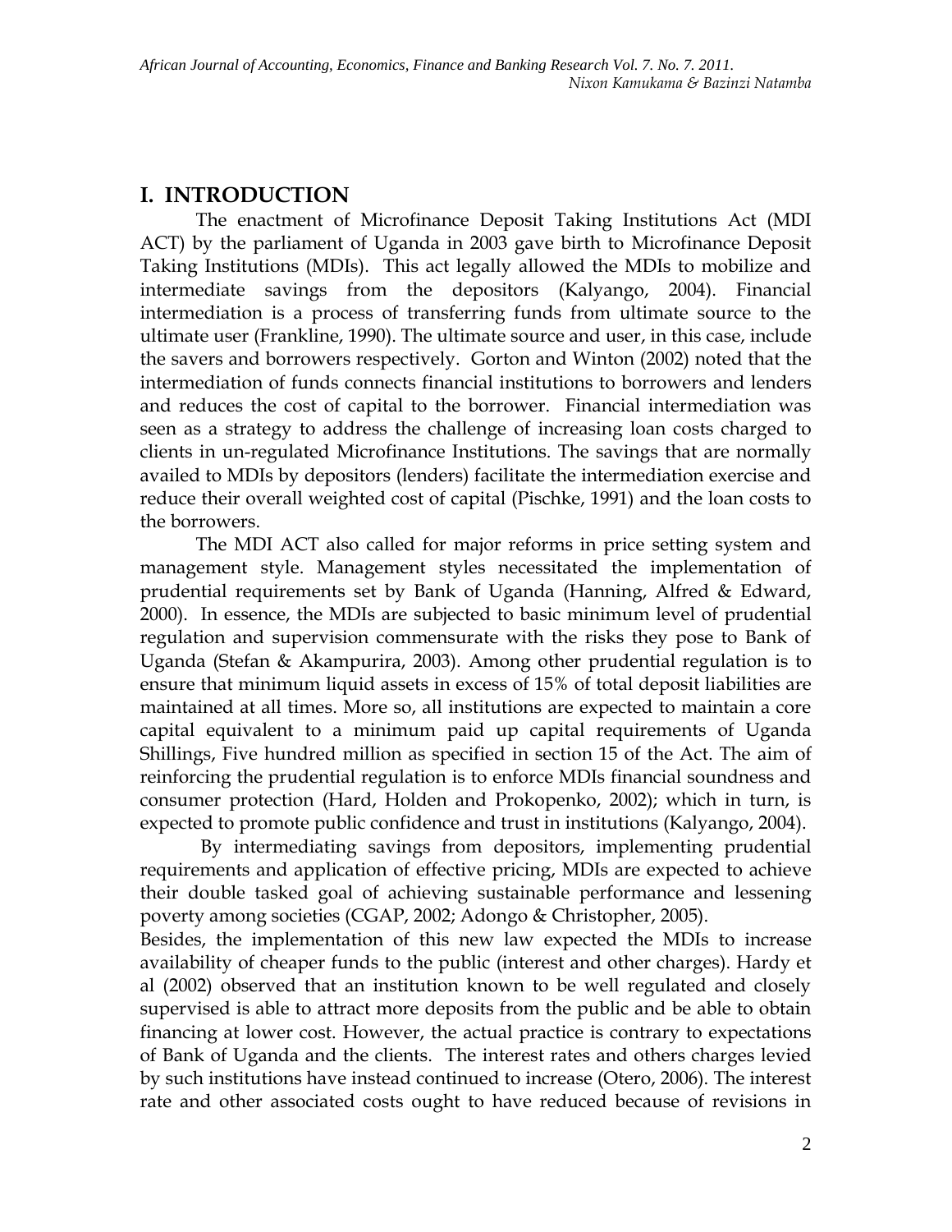## I. INTRODUCTION

The enactment of Microfinance Deposit Taking Institutions Act (MDI ACT) by the parliament of Uganda in 2003 gave birth to Microfinance Deposit Taking Institutions (MDIs). This act legally allowed the MDIs to mobilize and intermediate savings from the depositors (Kalyango, 2004). Financial intermediation is a process of transferring funds from ultimate source to the ultimate user (Frankline, 1990). The ultimate source and user, in this case, include the savers and borrowers respectively. Gorton and Winton (2002) noted that the intermediation of funds connects financial institutions to borrowers and lenders and reduces the cost of capital to the borrower. Financial intermediation was seen as a strategy to address the challenge of increasing loan costs charged to clients in un-regulated Microfinance Institutions. The savings that are normally availed to MDIs by depositors (lenders) facilitate the intermediation exercise and reduce their overall weighted cost of capital (Pischke, 1991) and the loan costs to the borrowers.

The MDI ACT also called for major reforms in price setting system and management style. Management styles necessitated the implementation of prudential requirements set by Bank of Uganda (Hanning, Alfred & Edward, 2000). In essence, the MDIs are subjected to basic minimum level of prudential regulation and supervision commensurate with the risks they pose to Bank of Uganda (Stefan & Akampurira, 2003). Among other prudential regulation is to ensure that minimum liquid assets in excess of 15% of total deposit liabilities are maintained at all times. More so, all institutions are expected to maintain a core capital equivalent to a minimum paid up capital requirements of Uganda Shillings, Five hundred million as specified in section 15 of the Act. The aim of reinforcing the prudential regulation is to enforce MDIs financial soundness and consumer protection (Hard, Holden and Prokopenko, 2002); which in turn, is expected to promote public confidence and trust in institutions (Kalyango, 2004).

By intermediating savings from depositors, implementing prudential requirements and application of effective pricing, MDIs are expected to achieve their double tasked goal of achieving sustainable performance and lessening poverty among societies (CGAP, 2002; Adongo & Christopher, 2005).

Besides, the implementation of this new law expected the MDIs to increase availability of cheaper funds to the public (interest and other charges). Hardy et al (2002) observed that an institution known to be well regulated and closely supervised is able to attract more deposits from the public and be able to obtain financing at lower cost. However, the actual practice is contrary to expectations of Bank of Uganda and the clients. The interest rates and others charges levied by such institutions have instead continued to increase (Otero, 2006). The interest rate and other associated costs ought to have reduced because of revisions in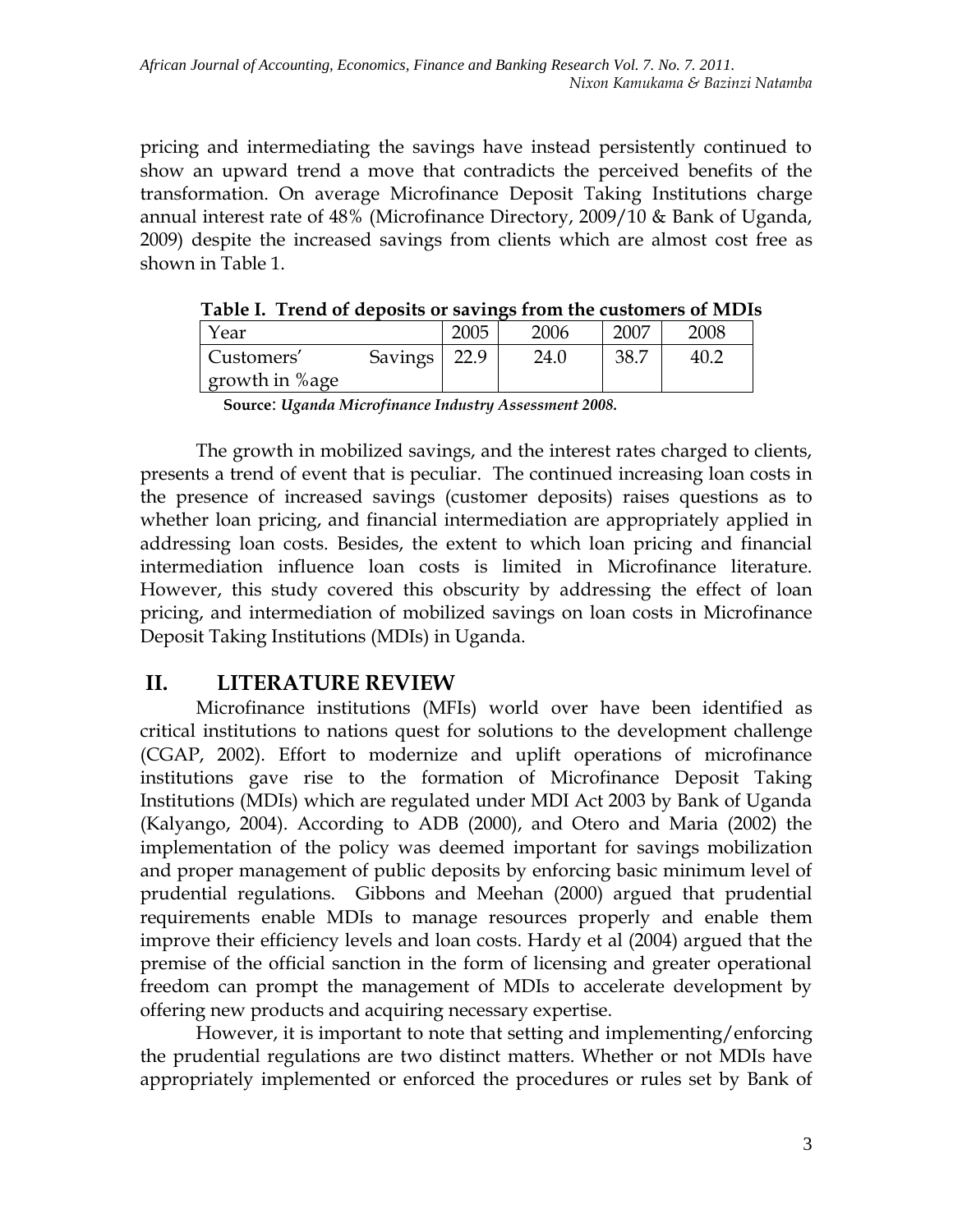pricing and intermediating the savings have instead persistently continued to show an upward trend a move that contradicts the perceived benefits of the transformation. On average Microfinance Deposit Taking Institutions charge annual interest rate of 48% (Microfinance Directory, 2009/10 & Bank of Uganda, 2009) despite the increased savings from clients which are almost cost free as shown in Table 1.

**Table I. Trend of deposits or savings from the customers of MDIs**

| Year | 2005 | 2006 | 2007 | 2008 |
|---|---|---|---|---|
| Customers' Savings growth in %age | 22.9 | 24.0 | 38.7 | 40.2 |

**Source**: *Uganda Microfinance Industry Assessment 2008.*

The growth in mobilized savings, and the interest rates charged to clients, presents a trend of event that is peculiar. The continued increasing loan costs in the presence of increased savings (customer deposits) raises questions as to whether loan pricing, and financial intermediation are appropriately applied in addressing loan costs. Besides, the extent to which loan pricing and financial intermediation influence loan costs is limited in Microfinance literature. However, this study covered this obscurity by addressing the effect of loan pricing, and intermediation of mobilized savings on loan costs in Microfinance Deposit Taking Institutions (MDIs) in Uganda.

## II. LITERATURE REVIEW

Microfinance institutions (MFIs) world over have been identified as critical institutions to nations quest for solutions to the development challenge (CGAP, 2002). Effort to modernize and uplift operations of microfinance institutions gave rise to the formation of Microfinance Deposit Taking Institutions (MDIs) which are regulated under MDI Act 2003 by Bank of Uganda (Kalyango, 2004). According to ADB (2000), and Otero and Maria (2002) the implementation of the policy was deemed important for savings mobilization and proper management of public deposits by enforcing basic minimum level of prudential regulations. Gibbons and Meehan (2000) argued that prudential requirements enable MDIs to manage resources properly and enable them improve their efficiency levels and loan costs. Hardy et al (2004) argued that the premise of the official sanction in the form of licensing and greater operational freedom can prompt the management of MDIs to accelerate development by offering new products and acquiring necessary expertise.

However, it is important to note that setting and implementing/enforcing the prudential regulations are two distinct matters. Whether or not MDIs have appropriately implemented or enforced the procedures or rules set by Bank of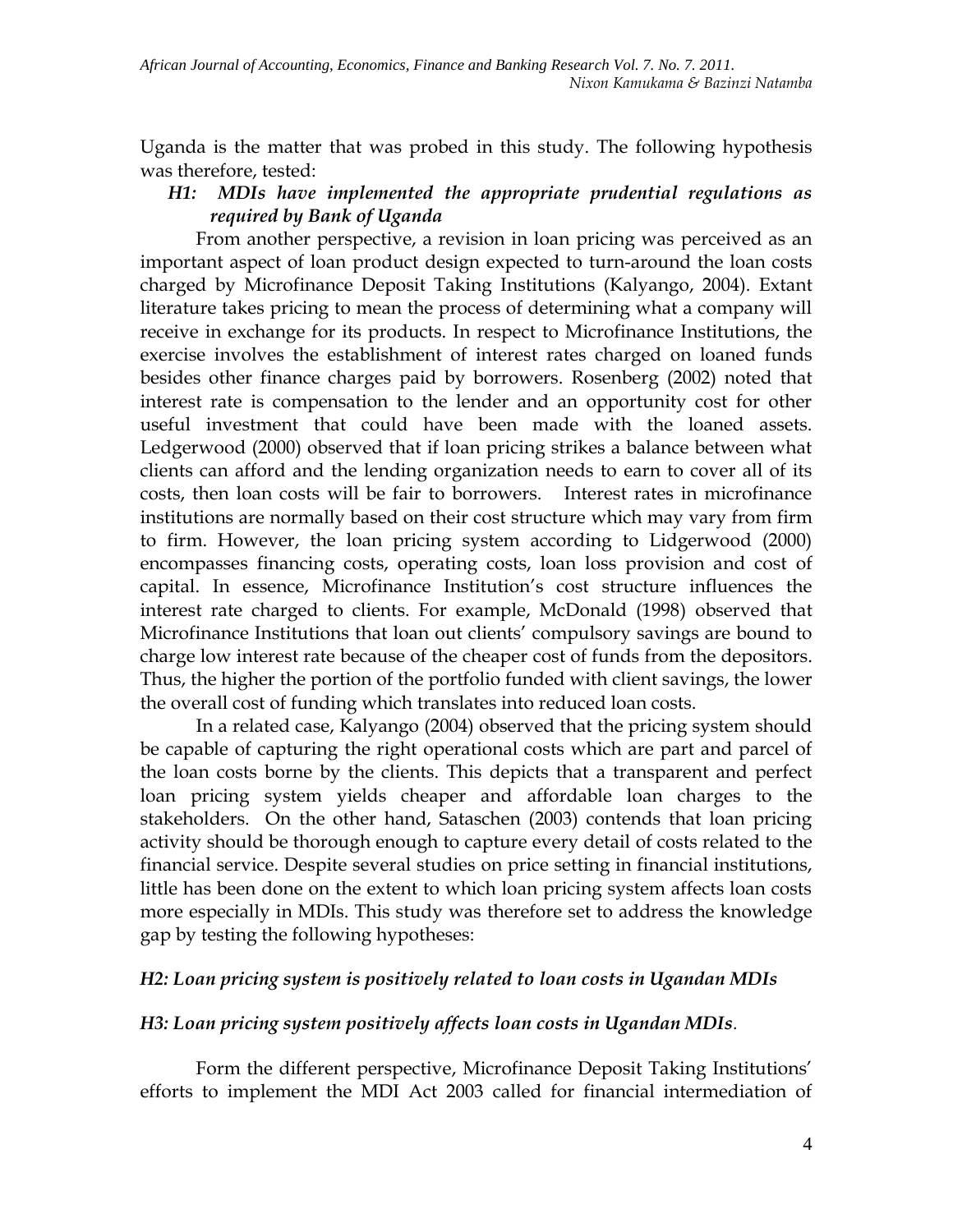Uganda is the matter that was probed in this study. The following hypothesis was therefore, tested:

*H1: MDIs have implemented the appropriate prudential regulations as required by Bank of Uganda*

From another perspective, a revision in loan pricing was perceived as an important aspect of loan product design expected to turn-around the loan costs charged by Microfinance Deposit Taking Institutions (Kalyango, 2004). Extant literature takes pricing to mean the process of determining what a company will receive in exchange for its products. In respect to Microfinance Institutions, the exercise involves the establishment of interest rates charged on loaned funds besides other finance charges paid by borrowers. Rosenberg (2002) noted that interest rate is compensation to the lender and an opportunity cost for other useful investment that could have been made with the loaned assets. Ledgerwood (2000) observed that if loan pricing strikes a balance between what clients can afford and the lending organization needs to earn to cover all of its costs, then loan costs will be fair to borrowers. Interest rates in microfinance institutions are normally based on their cost structure which may vary from firm to firm. However, the loan pricing system according to Lidgerwood (2000) encompasses financing costs, operating costs, loan loss provision and cost of capital. In essence, Microfinance Institution's cost structure influences the interest rate charged to clients. For example, McDonald (1998) observed that Microfinance Institutions that loan out clients' compulsory savings are bound to charge low interest rate because of the cheaper cost of funds from the depositors. Thus, the higher the portion of the portfolio funded with client savings, the lower the overall cost of funding which translates into reduced loan costs.

In a related case, Kalyango (2004) observed that the pricing system should be capable of capturing the right operational costs which are part and parcel of the loan costs borne by the clients. This depicts that a transparent and perfect loan pricing system yields cheaper and affordable loan charges to the stakeholders. On the other hand, Sataschen (2003) contends that loan pricing activity should be thorough enough to capture every detail of costs related to the financial service. Despite several studies on price setting in financial institutions, little has been done on the extent to which loan pricing system affects loan costs more especially in MDIs. This study was therefore set to address the knowledge gap by testing the following hypotheses:

*H2: Loan pricing system is positively related to loan costs in Ugandan MDIs*

*H3: Loan pricing system positively affects loan costs in Ugandan MDIs.*

Form the different perspective, Microfinance Deposit Taking Institutions' efforts to implement the MDI Act 2003 called for financial intermediation of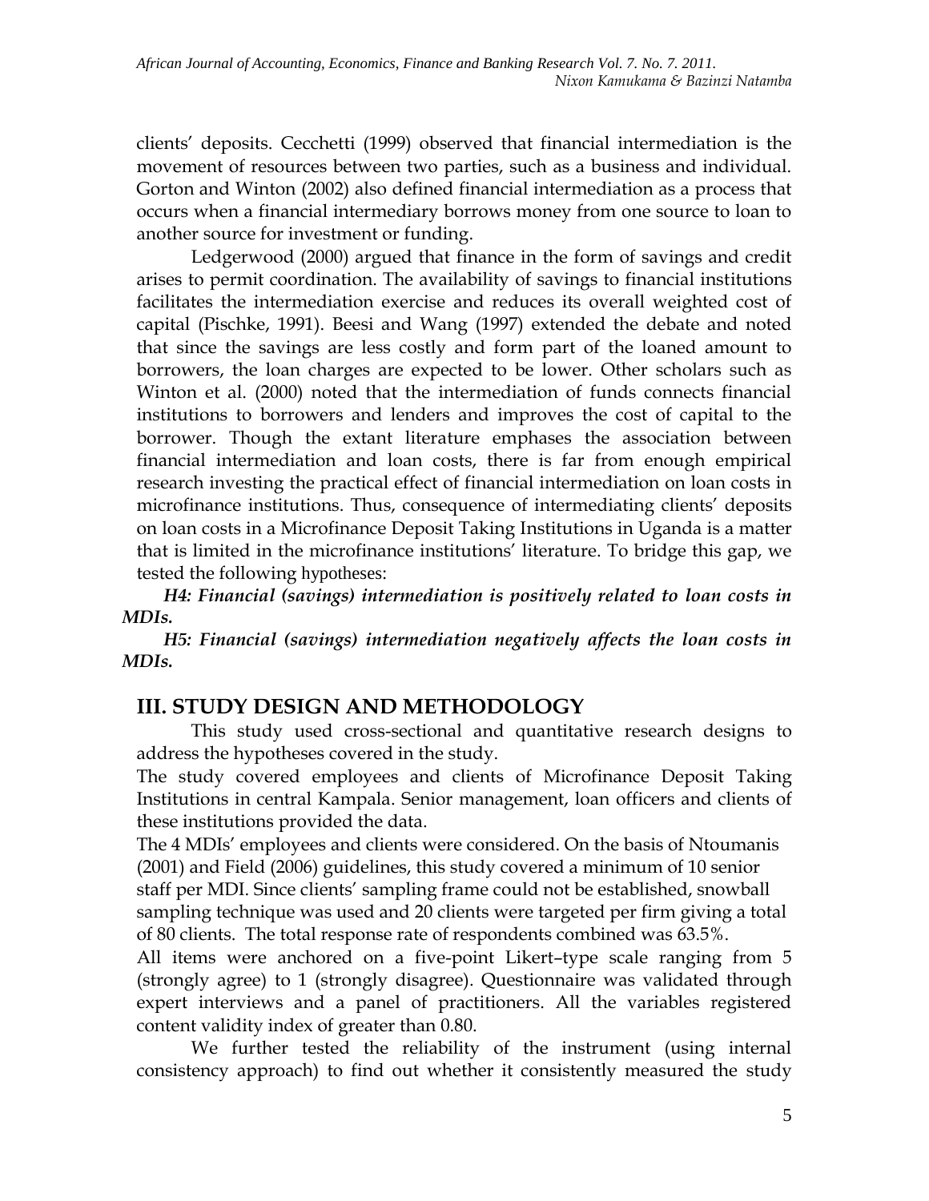clients' deposits. Cecchetti (1999) observed that financial intermediation is the movement of resources between two parties, such as a business and individual. Gorton and Winton (2002) also defined financial intermediation as a process that occurs when a financial intermediary borrows money from one source to loan to another source for investment or funding.

Ledgerwood (2000) argued that finance in the form of savings and credit arises to permit coordination. The availability of savings to financial institutions facilitates the intermediation exercise and reduces its overall weighted cost of capital (Pischke, 1991). Beesi and Wang (1997) extended the debate and noted that since the savings are less costly and form part of the loaned amount to borrowers, the loan charges are expected to be lower. Other scholars such as Winton et al. (2000) noted that the intermediation of funds connects financial institutions to borrowers and lenders and improves the cost of capital to the borrower. Though the extant literature emphases the association between financial intermediation and loan costs, there is far from enough empirical research investing the practical effect of financial intermediation on loan costs in microfinance institutions. Thus, consequence of intermediating clients' deposits on loan costs in a Microfinance Deposit Taking Institutions in Uganda is a matter that is limited in the microfinance institutions' literature. To bridge this gap, we tested the following hypotheses:

***H4: Financial (savings) intermediation is positively related to loan costs in MDIs.***

***H5: Financial (savings) intermediation negatively affects the loan costs in MDIs.***

## III. STUDY DESIGN AND METHODOLOGY

This study used cross-sectional and quantitative research designs to address the hypotheses covered in the study.

The study covered employees and clients of Microfinance Deposit Taking Institutions in central Kampala. Senior management, loan officers and clients of these institutions provided the data.

The 4 MDIs' employees and clients were considered. On the basis of Ntoumanis (2001) and Field (2006) guidelines, this study covered a minimum of 10 senior staff per MDI. Since clients' sampling frame could not be established, snowball sampling technique was used and 20 clients were targeted per firm giving a total of 80 clients. The total response rate of respondents combined was 63.5%.

All items were anchored on a five-point Likert–type scale ranging from 5 (strongly agree) to 1 (strongly disagree). Questionnaire was validated through expert interviews and a panel of practitioners. All the variables registered content validity index of greater than 0.80.

We further tested the reliability of the instrument (using internal consistency approach) to find out whether it consistently measured the study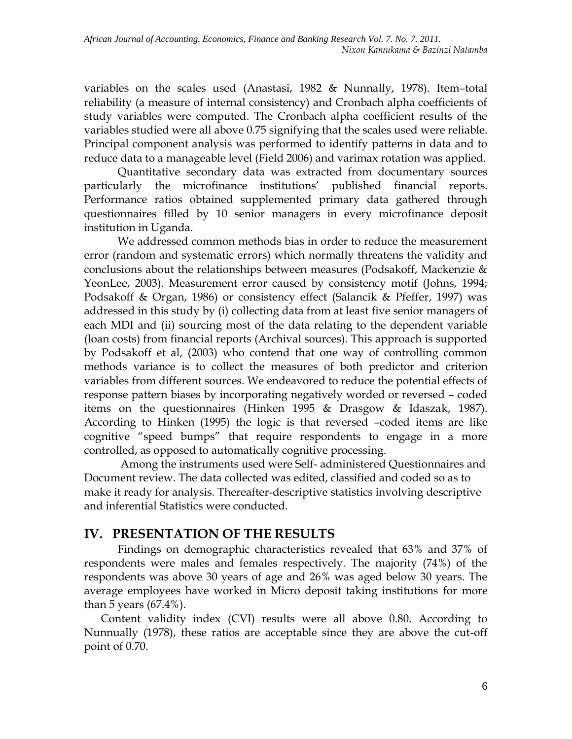variables on the scales used (Anastasi, 1982 & Nunnally, 1978). Item–total reliability (a measure of internal consistency) and Cronbach alpha coefficients of study variables were computed. The Cronbach alpha coefficient results of the variables studied were all above 0.75 signifying that the scales used were reliable. Principal component analysis was performed to identify patterns in data and to reduce data to a manageable level (Field 2006) and varimax rotation was applied.

Quantitative secondary data was extracted from documentary sources particularly the microfinance institutions' published financial reports. Performance ratios obtained supplemented primary data gathered through questionnaires filled by 10 senior managers in every microfinance deposit institution in Uganda.

We addressed common methods bias in order to reduce the measurement error (random and systematic errors) which normally threatens the validity and conclusions about the relationships between measures (Podsakoff, Mackenzie & YeonLee, 2003). Measurement error caused by consistency motif (Johns, 1994; Podsakoff & Organ, 1986) or consistency effect (Salancik & Pfeffer, 1997) was addressed in this study by (i) collecting data from at least five senior managers of each MDI and (ii) sourcing most of the data relating to the dependent variable (loan costs) from financial reports (Archival sources). This approach is supported by Podsakoff et al, (2003) who contend that one way of controlling common methods variance is to collect the measures of both predictor and criterion variables from different sources. We endeavored to reduce the potential effects of response pattern biases by incorporating negatively worded or reversed – coded items on the questionnaires (Hinken 1995 & Drasgow & Idaszak, 1987). According to Hinken (1995) the logic is that reversed –coded items are like cognitive "speed bumps" that require respondents to engage in a more controlled, as opposed to automatically cognitive processing.

Among the instruments used were Self- administered Questionnaires and Document review. The data collected was edited, classified and coded so as to make it ready for analysis. Thereafter-descriptive statistics involving descriptive and inferential Statistics were conducted.

## IV. PRESENTATION OF THE RESULTS

Findings on demographic characteristics revealed that 63% and 37% of respondents were males and females respectively. The majority (74%) of the respondents was above 30 years of age and 26% was aged below 30 years. The average employees have worked in Micro deposit taking institutions for more than 5 years (67.4%).

Content validity index (CVI) results were all above 0.80. According to Nunnually (1978), these ratios are acceptable since they are above the cut-off point of 0.70.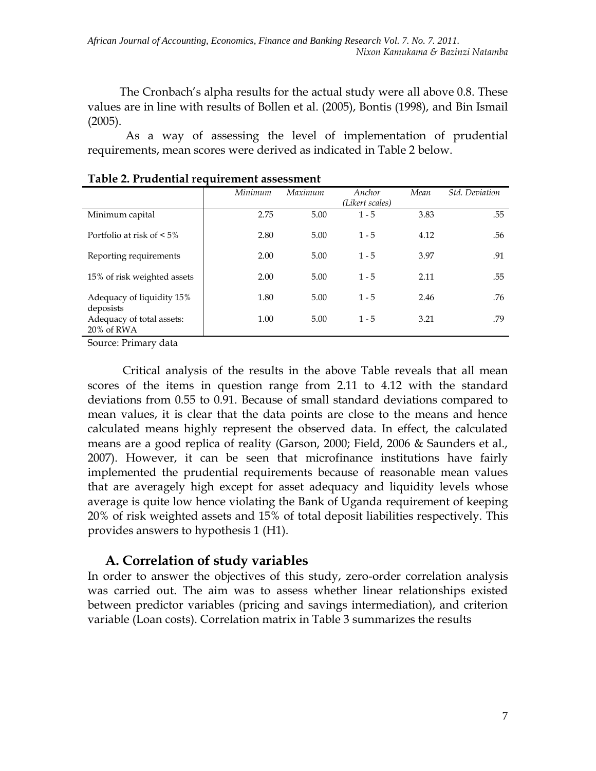The Cronbach's alpha results for the actual study were all above 0.8. These values are in line with results of Bollen et al. (2005), Bontis (1998), and Bin Ismail (2005).

As a way of assessing the level of implementation of prudential requirements, mean scores were derived as indicated in Table 2 below.

**Table 2. Prudential requirement assessment**

| | *Minimum* | *Maximum* | *Anchor (Likert scales)* | *Mean* | *Std. Deviation* |
|---|---|---|---|---|---|
| Minimum capital | 2.75 | 5.00 | 1 - 5 | 3.83 | .55 |
| Portfolio at risk of < 5% | 2.80 | 5.00 | 1 - 5 | 4.12 | .56 |
| Reporting requirements | 2.00 | 5.00 | 1 - 5 | 3.97 | .91 |
| 15% of risk weighted assets | 2.00 | 5.00 | 1 - 5 | 2.11 | .55 |
| Adequacy of liquidity 15% deposists | 1.80 | 5.00 | 1 - 5 | 2.46 | .76 |
| Adequacy of total assets: 20% of RWA | 1.00 | 5.00 | 1 - 5 | 3.21 | .79 |

Source: Primary data

Critical analysis of the results in the above Table reveals that all mean scores of the items in question range from 2.11 to 4.12 with the standard deviations from 0.55 to 0.91. Because of small standard deviations compared to mean values, it is clear that the data points are close to the means and hence calculated means highly represent the observed data. In effect, the calculated means are a good replica of reality (Garson, 2000; Field, 2006 & Saunders et al., 2007). However, it can be seen that microfinance institutions have fairly implemented the prudential requirements because of reasonable mean values that are averagely high except for asset adequacy and liquidity levels whose average is quite low hence violating the Bank of Uganda requirement of keeping 20% of risk weighted assets and 15% of total deposit liabilities respectively. This provides answers to hypothesis 1 (H1).

## A. Correlation of study variables

In order to answer the objectives of this study, zero-order correlation analysis was carried out. The aim was to assess whether linear relationships existed between predictor variables (pricing and savings intermediation), and criterion variable (Loan costs). Correlation matrix in Table 3 summarizes the results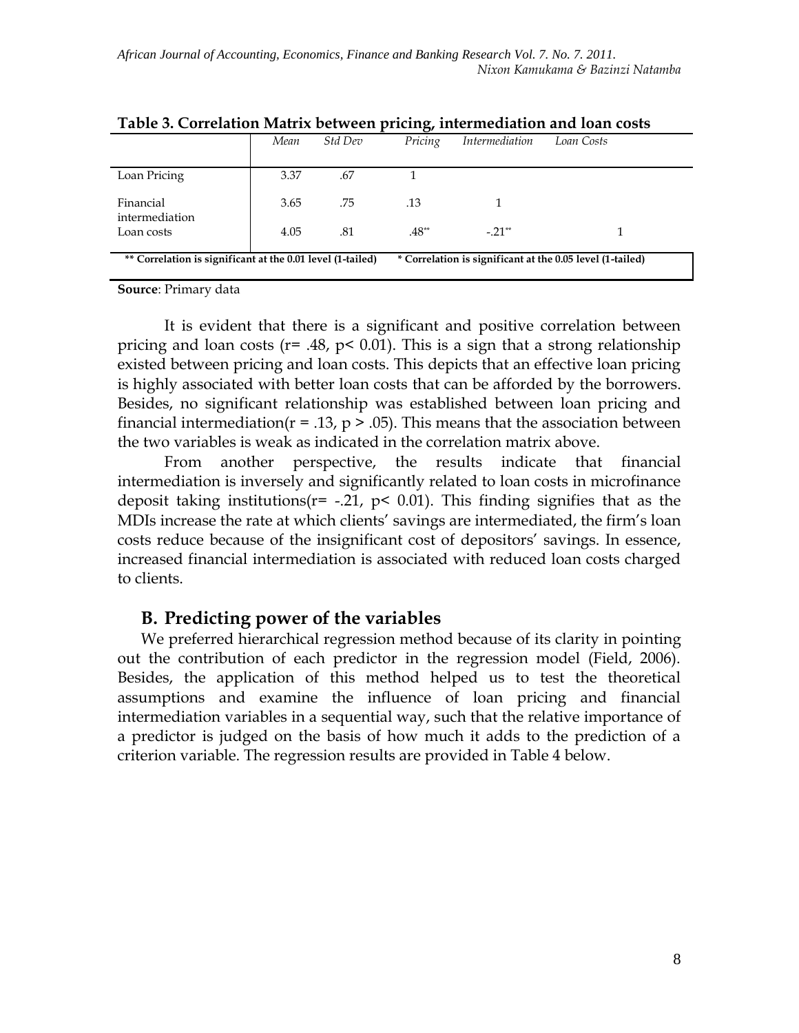**Table 3. Correlation Matrix between pricing, intermediation and loan costs**

| | *Mean* | *Std Dev* | *Pricing* | *Intermediation* | *Loan Costs* |
|---|---|---|---|---|---|
| Loan Pricing | 3.37 | .67 | 1 | | |
| Financial intermediation | 3.65 | .75 | .13 | 1 | |
| Loan costs | 4.05 | .81 | .48** | -.21** | 1 |

** Correlation is significant at the 0.01 level (1-tailed) * Correlation is significant at the 0.05 level (1-tailed)

**Source**: Primary data

It is evident that there is a significant and positive correlation between pricing and loan costs ($r= .48$, $p< 0.01$). This is a sign that a strong relationship existed between pricing and loan costs. This depicts that an effective loan pricing is highly associated with better loan costs that can be afforded by the borrowers. Besides, no significant relationship was established between loan pricing and financial intermediation($r = .13$, $p > .05$). This means that the association between the two variables is weak as indicated in the correlation matrix above.

From another perspective, the results indicate that financial intermediation is inversely and significantly related to loan costs in microfinance deposit taking institutions($r= -.21$, $p< 0.01$). This finding signifies that as the MDIs increase the rate at which clients' savings are intermediated, the firm's loan costs reduce because of the insignificant cost of depositors' savings. In essence, increased financial intermediation is associated with reduced loan costs charged to clients.

## B. Predicting power of the variables

We preferred hierarchical regression method because of its clarity in pointing out the contribution of each predictor in the regression model (Field, 2006). Besides, the application of this method helped us to test the theoretical assumptions and examine the influence of loan pricing and financial intermediation variables in a sequential way, such that the relative importance of a predictor is judged on the basis of how much it adds to the prediction of a criterion variable. The regression results are provided in Table 4 below.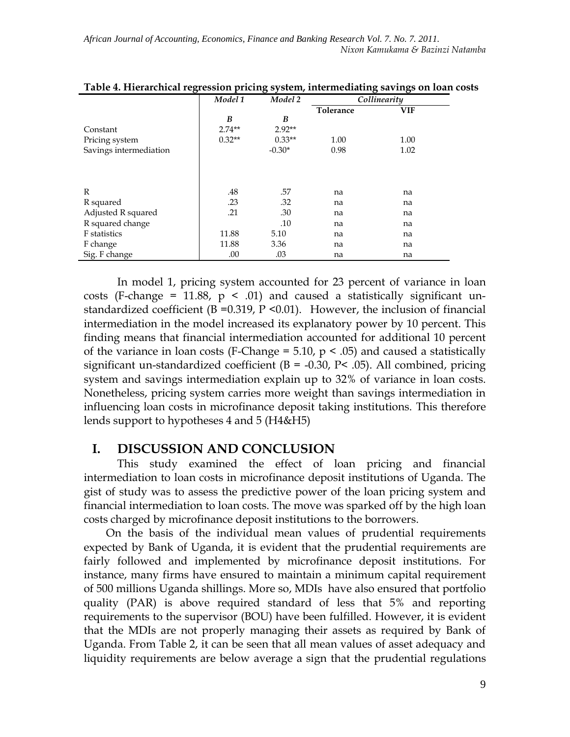**Table 4. Hierarchical regression pricing system, intermediating savings on loan costs**

| | *Model 1* | *Model 2* | *Collinearity* | |
|---|---|---|---|---|
| | | | **Tolerance** | **VIF** |
| | ***B*** | ***B*** | | |
| Constant | 2.74** | 2.92** | | |
| Pricing system | 0.32** | 0.33** | 1.00 | 1.00 |
| Savings intermediation | | -0.30* | 0.98 | 1.02 |
| R | .48 | .57 | na | na |
| R squared | .23 | .32 | na | na |
| Adjusted R squared | .21 | .30 | na | na |
| R squared change | | .10 | na | na |
| F statistics | 11.88 | 5.10 | na | na |
| F change | 11.88 | 3.36 | na | na |
| Sig. F change | .00 | .03 | na | na |

In model 1, pricing system accounted for 23 percent of variance in loan costs (F-change = 11.88, $p < .01$) and caused a statistically significant un-standardized coefficient (B =0.319, $P < 0.01$). However, the inclusion of financial intermediation in the model increased its explanatory power by 10 percent. This finding means that financial intermediation accounted for additional 10 percent of the variance in loan costs (F-Change = 5.10, $p < .05$) and caused a statistically significant un-standardized coefficient (B = -0.30, $P < .05$). All combined, pricing system and savings intermediation explain up to 32% of variance in loan costs. Nonetheless, pricing system carries more weight than savings intermediation in influencing loan costs in microfinance deposit taking institutions. This therefore lends support to hypotheses 4 and 5 (H4&H5)

## I. DISCUSSION AND CONCLUSION

This study examined the effect of loan pricing and financial intermediation to loan costs in microfinance deposit institutions of Uganda. The gist of study was to assess the predictive power of the loan pricing system and financial intermediation to loan costs. The move was sparked off by the high loan costs charged by microfinance deposit institutions to the borrowers.

On the basis of the individual mean values of prudential requirements expected by Bank of Uganda, it is evident that the prudential requirements are fairly followed and implemented by microfinance deposit institutions. For instance, many firms have ensured to maintain a minimum capital requirement of 500 millions Uganda shillings. More so, MDIs have also ensured that portfolio quality (PAR) is above required standard of less that 5% and reporting requirements to the supervisor (BOU) have been fulfilled. However, it is evident that the MDIs are not properly managing their assets as required by Bank of Uganda. From Table 2, it can be seen that all mean values of asset adequacy and liquidity requirements are below average a sign that the prudential regulations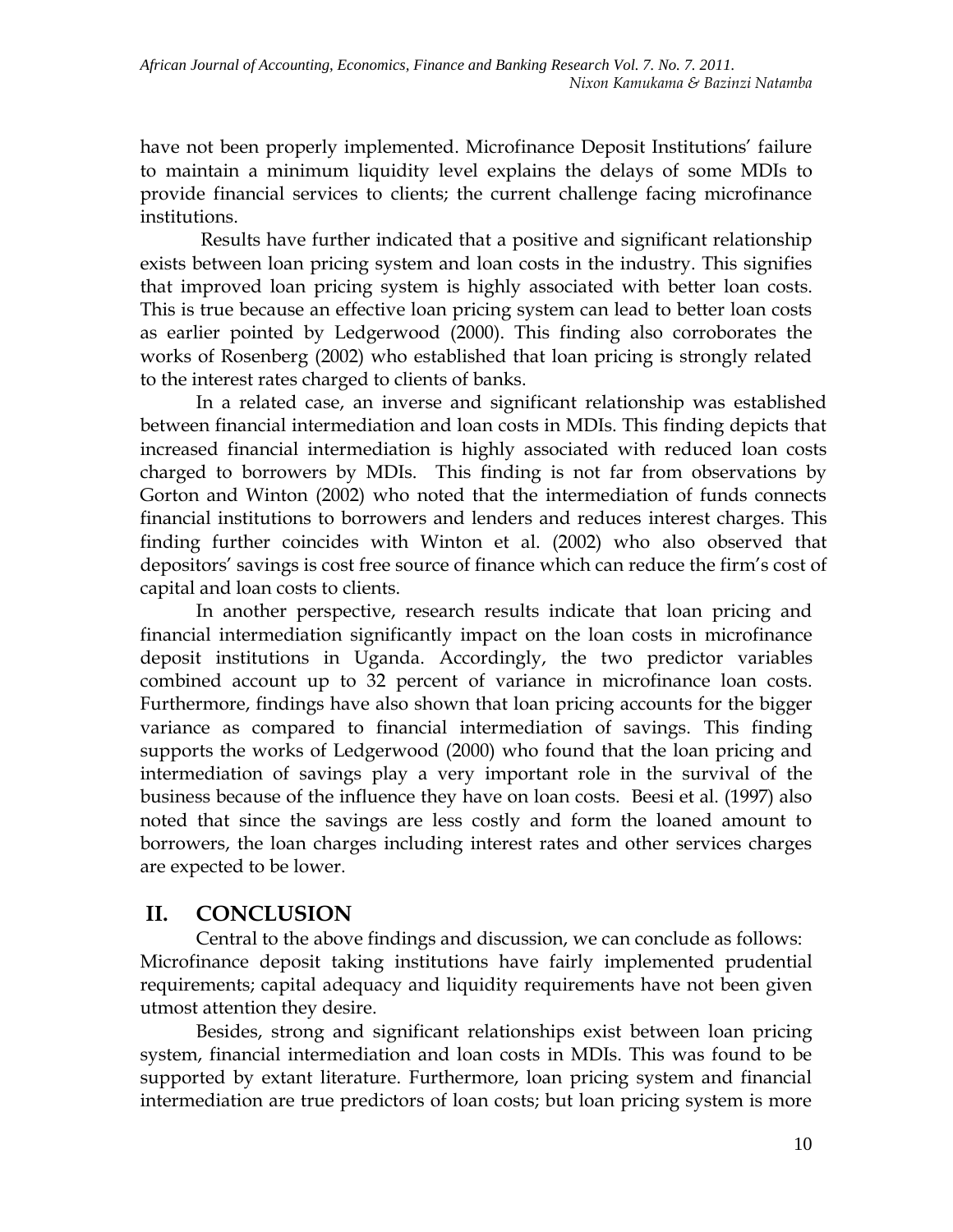have not been properly implemented. Microfinance Deposit Institutions' failure to maintain a minimum liquidity level explains the delays of some MDIs to provide financial services to clients; the current challenge facing microfinance institutions.

Results have further indicated that a positive and significant relationship exists between loan pricing system and loan costs in the industry. This signifies that improved loan pricing system is highly associated with better loan costs. This is true because an effective loan pricing system can lead to better loan costs as earlier pointed by Ledgerwood (2000). This finding also corroborates the works of Rosenberg (2002) who established that loan pricing is strongly related to the interest rates charged to clients of banks.

In a related case, an inverse and significant relationship was established between financial intermediation and loan costs in MDIs. This finding depicts that increased financial intermediation is highly associated with reduced loan costs charged to borrowers by MDIs. This finding is not far from observations by Gorton and Winton (2002) who noted that the intermediation of funds connects financial institutions to borrowers and lenders and reduces interest charges. This finding further coincides with Winton et al. (2002) who also observed that depositors' savings is cost free source of finance which can reduce the firm's cost of capital and loan costs to clients.

In another perspective, research results indicate that loan pricing and financial intermediation significantly impact on the loan costs in microfinance deposit institutions in Uganda. Accordingly, the two predictor variables combined account up to 32 percent of variance in microfinance loan costs. Furthermore, findings have also shown that loan pricing accounts for the bigger variance as compared to financial intermediation of savings. This finding supports the works of Ledgerwood (2000) who found that the loan pricing and intermediation of savings play a very important role in the survival of the business because of the influence they have on loan costs. Beesi et al. (1997) also noted that since the savings are less costly and form the loaned amount to borrowers, the loan charges including interest rates and other services charges are expected to be lower.

## II. CONCLUSION

Central to the above findings and discussion, we can conclude as follows: Microfinance deposit taking institutions have fairly implemented prudential requirements; capital adequacy and liquidity requirements have not been given utmost attention they desire.

Besides, strong and significant relationships exist between loan pricing system, financial intermediation and loan costs in MDIs. This was found to be supported by extant literature. Furthermore, loan pricing system and financial intermediation are true predictors of loan costs; but loan pricing system is more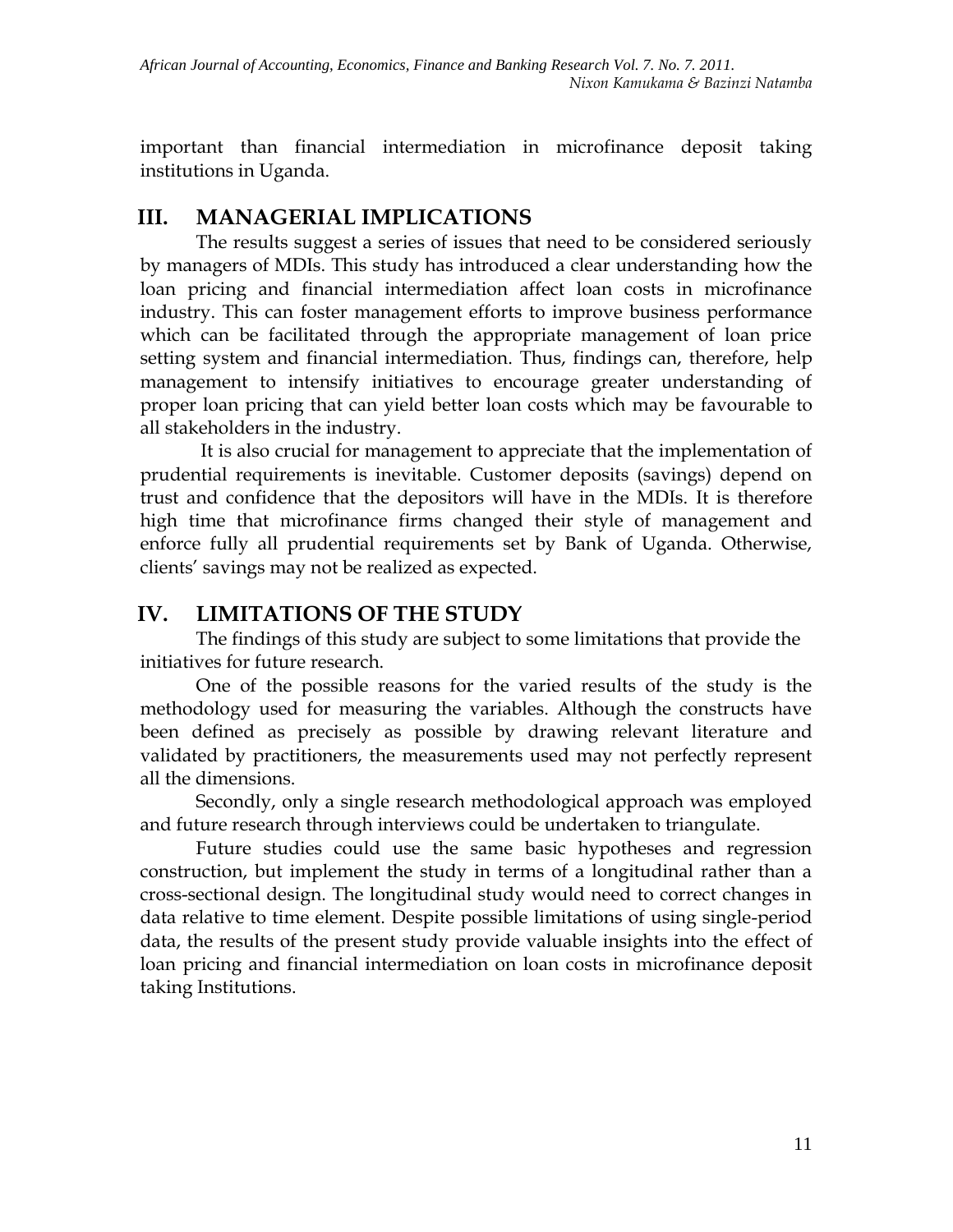important than financial intermediation in microfinance deposit taking institutions in Uganda.

## III. MANAGERIAL IMPLICATIONS

The results suggest a series of issues that need to be considered seriously by managers of MDIs. This study has introduced a clear understanding how the loan pricing and financial intermediation affect loan costs in microfinance industry. This can foster management efforts to improve business performance which can be facilitated through the appropriate management of loan price setting system and financial intermediation. Thus, findings can, therefore, help management to intensify initiatives to encourage greater understanding of proper loan pricing that can yield better loan costs which may be favourable to all stakeholders in the industry.

It is also crucial for management to appreciate that the implementation of prudential requirements is inevitable. Customer deposits (savings) depend on trust and confidence that the depositors will have in the MDIs. It is therefore high time that microfinance firms changed their style of management and enforce fully all prudential requirements set by Bank of Uganda. Otherwise, clients' savings may not be realized as expected.

## IV. LIMITATIONS OF THE STUDY

The findings of this study are subject to some limitations that provide the initiatives for future research.

One of the possible reasons for the varied results of the study is the methodology used for measuring the variables. Although the constructs have been defined as precisely as possible by drawing relevant literature and validated by practitioners, the measurements used may not perfectly represent all the dimensions.

Secondly, only a single research methodological approach was employed and future research through interviews could be undertaken to triangulate.

Future studies could use the same basic hypotheses and regression construction, but implement the study in terms of a longitudinal rather than a cross-sectional design. The longitudinal study would need to correct changes in data relative to time element. Despite possible limitations of using single-period data, the results of the present study provide valuable insights into the effect of loan pricing and financial intermediation on loan costs in microfinance deposit taking Institutions.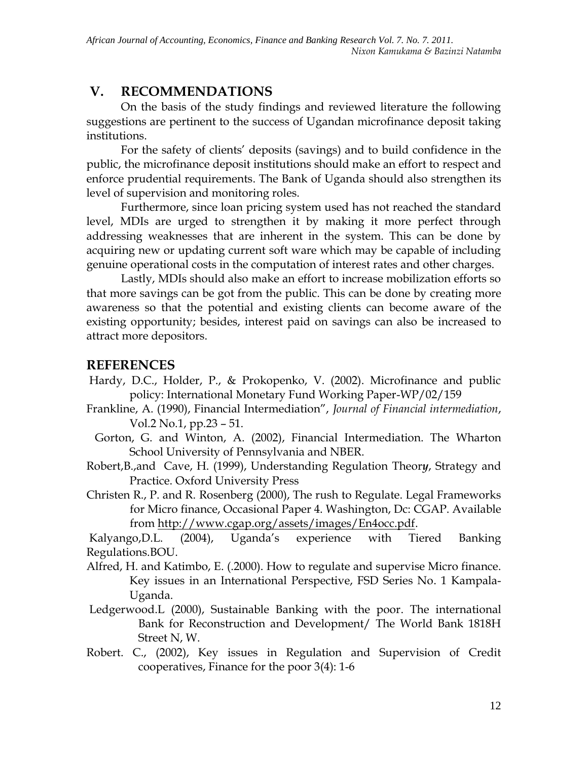## V. RECOMMENDATIONS

On the basis of the study findings and reviewed literature the following suggestions are pertinent to the success of Ugandan microfinance deposit taking institutions.

For the safety of clients' deposits (savings) and to build confidence in the public, the microfinance deposit institutions should make an effort to respect and enforce prudential requirements. The Bank of Uganda should also strengthen its level of supervision and monitoring roles.

Furthermore, since loan pricing system used has not reached the standard level, MDIs are urged to strengthen it by making it more perfect through addressing weaknesses that are inherent in the system. This can be done by acquiring new or updating current soft ware which may be capable of including genuine operational costs in the computation of interest rates and other charges.

Lastly, MDIs should also make an effort to increase mobilization efforts so that more savings can be got from the public. This can be done by creating more awareness so that the potential and existing clients can become aware of the existing opportunity; besides, interest paid on savings can also be increased to attract more depositors.

## REFERENCES

Hardy, D.C., Holder, P., & Prokopenko, V. (2002). Microfinance and public policy: International Monetary Fund Working Paper-WP/02/159

Frankline, A. (1990), Financial Intermediation", *Journal of Financial intermediation*, Vol.2 No.1, pp.23 – 51.

Gorton, G. and Winton, A. (2002), Financial Intermediation. The Wharton School University of Pennsylvania and NBER.

Robert,B.,and Cave, H. (1999), Understanding Regulation Theor***y***, Strategy and Practice. Oxford University Press

Christen R., P. and R. Rosenberg (2000), The rush to Regulate. Legal Frameworks for Micro finance, Occasional Paper 4. Washington, Dc: CGAP. Available from http://www.cgap.org/assets/images/En4occ.pdf.

Kalyango,D.L. (2004), Uganda's experience with Tiered Banking Regulations.BOU.

Alfred, H. and Katimbo, E. (.2000). How to regulate and supervise Micro finance. Key issues in an International Perspective, FSD Series No. 1 Kampala-Uganda.

Ledgerwood.L (2000), Sustainable Banking with the poor. The international Bank for Reconstruction and Development/ The World Bank 1818H Street N, W.

Robert. C., (2002), Key issues in Regulation and Supervision of Credit cooperatives, Finance for the poor 3(4): 1-6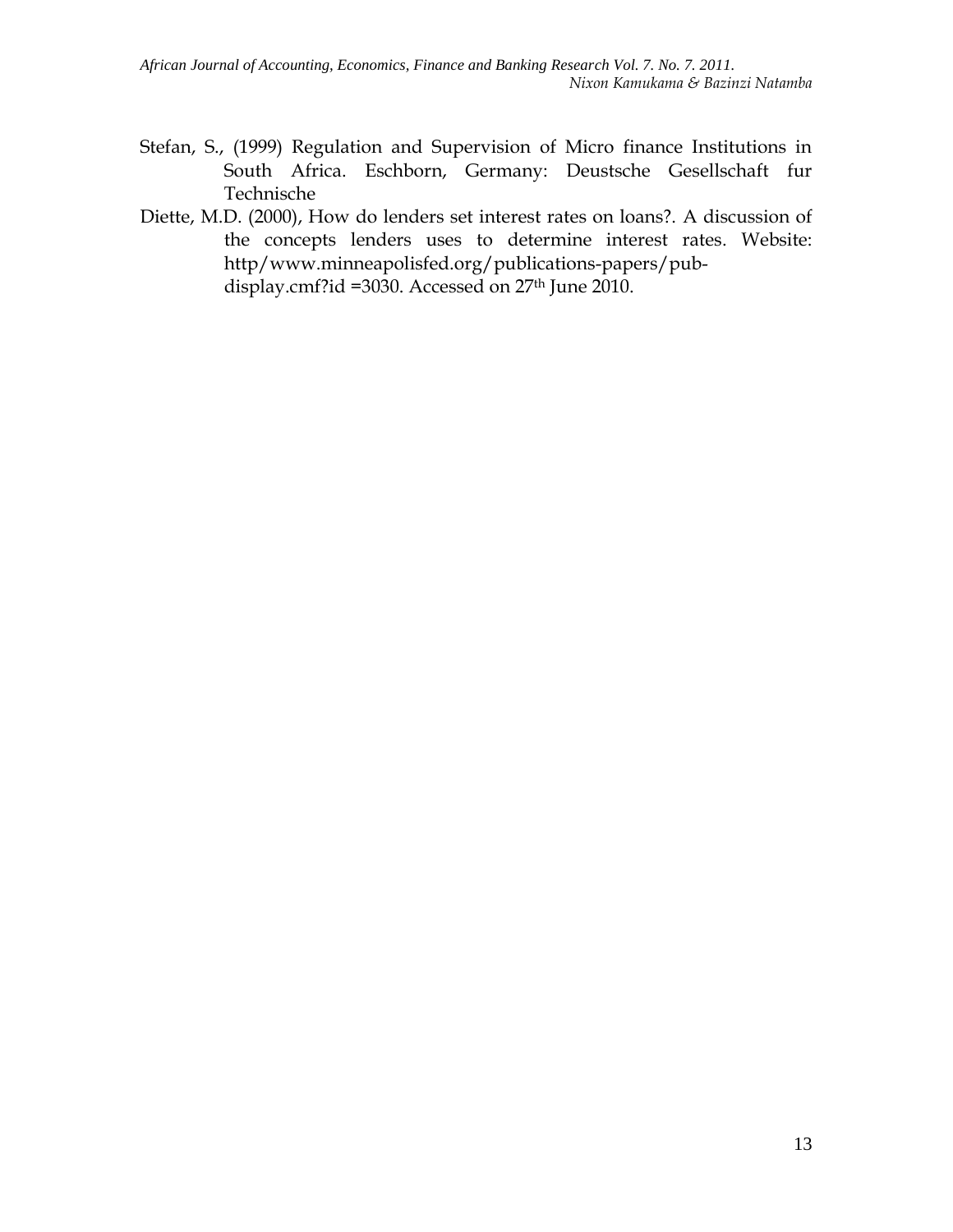Stefan, S., (1999) Regulation and Supervision of Micro finance Institutions in South Africa. Eschborn, Germany: Deustsche Gesellschaft fur Technische

Diette, M.D. (2000), How do lenders set interest rates on loans?. A discussion of the concepts lenders uses to determine interest rates. Website: http/www.minneapolisfed.org/publications-papers/pub-display.cmf?id =3030. Accessed on 27th June 2010.